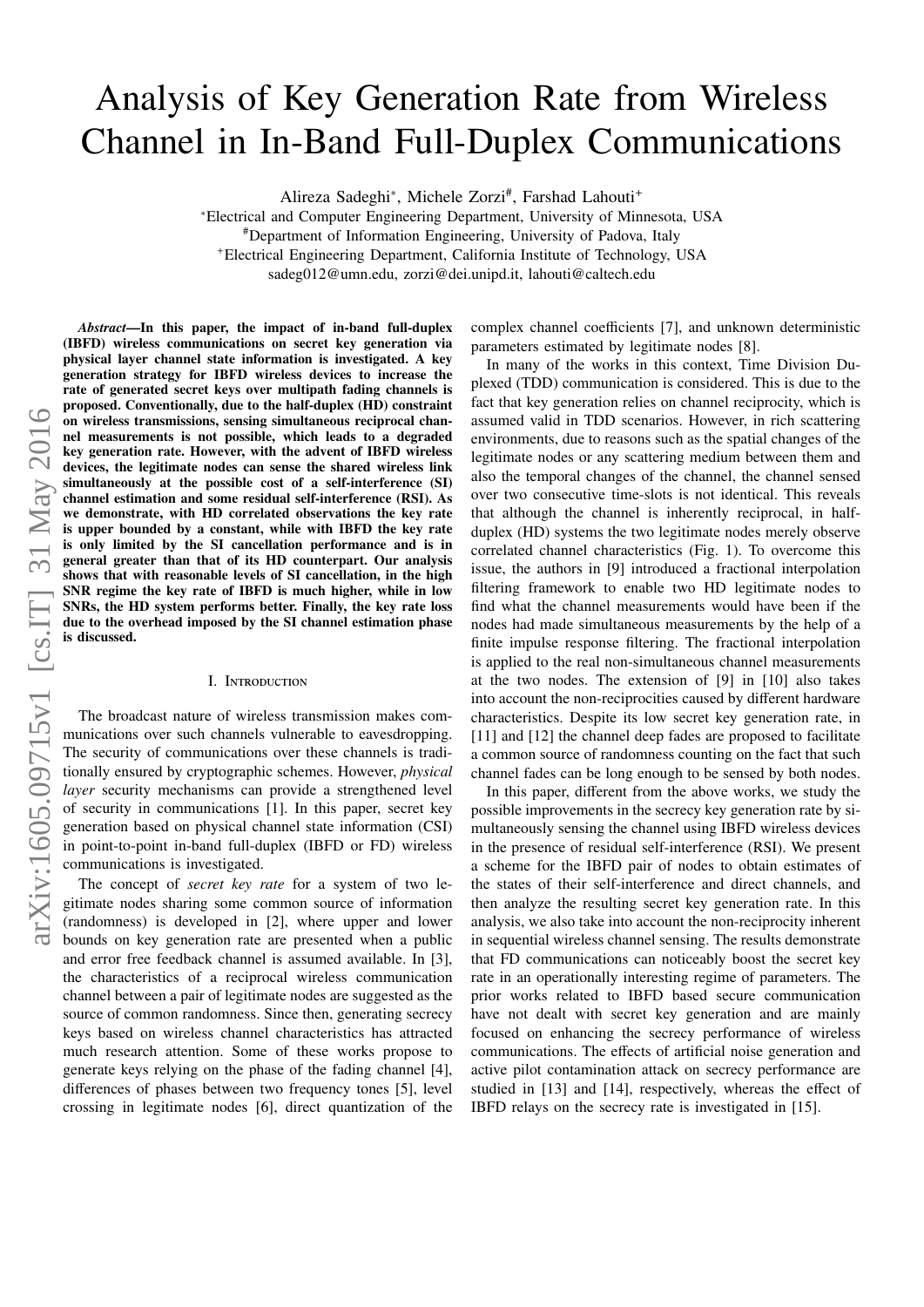# Analysis of Key Generation Rate from Wireless Channel in In-Band Full-Duplex Communications

Alireza Sadeghi[*], Michele Zorzi[#], Farshad Lahouti[+]

[*]Electrical and Computer Engineering Department, University of Minnesota, USA
[#]Department of Information Engineering, University of Padova, Italy
[+]Electrical Engineering Department, California Institute of Technology, USA
sadeg012@umn.edu, zorzi@dei.unipd.it, lahouti@caltech.edu

***Abstract*—In this paper, the impact of in-band full-duplex (IBFD) wireless communications on secret key generation via physical layer channel state information is investigated. A key generation strategy for IBFD wireless devices to increase the rate of generated secret keys over multipath fading channels is proposed. Conventionally, due to the half-duplex (HD) constraint on wireless transmissions, sensing simultaneous reciprocal channel measurements is not possible, which leads to a degraded key generation rate. However, with the advent of IBFD wireless devices, the legitimate nodes can sense the shared wireless link simultaneously at the possible cost of a self-interference (SI) channel estimation and some residual self-interference (RSI). As we demonstrate, with HD correlated observations the key rate is upper bounded by a constant, while with IBFD the key rate is only limited by the SI cancellation performance and is in general greater than that of its HD counterpart. Our analysis shows that with reasonable levels of SI cancellation, in the high SNR regime the key rate of IBFD is much higher, while in low SNRs, the HD system performs better. Finally, the key rate loss due to the overhead imposed by the SI channel estimation phase is discussed.**

## I. Introduction

The broadcast nature of wireless transmission makes communications over such channels vulnerable to eavesdropping. The security of communications over these channels is traditionally ensured by cryptographic schemes. However, *physical layer* security mechanisms can provide a strengthened level of security in communications [1]. In this paper, secret key generation based on physical channel state information (CSI) in point-to-point in-band full-duplex (IBFD or FD) wireless communications is investigated.

The concept of *secret key rate* for a system of two legitimate nodes sharing some common source of information (randomness) is developed in [2], where upper and lower bounds on key generation rate are presented when a public and error free feedback channel is assumed available. In [3], the characteristics of a reciprocal wireless communication channel between a pair of legitimate nodes are suggested as the source of common randomness. Since then, generating secrecy keys based on wireless channel characteristics has attracted much research attention. Some of these works propose to generate keys relying on the phase of the fading channel [4], differences of phases between two frequency tones [5], level crossing in legitimate nodes [6], direct quantization of the complex channel coefficients [7], and unknown deterministic parameters estimated by legitimate nodes [8].

In many of the works in this context, Time Division Duplexed (TDD) communication is considered. This is due to the fact that key generation relies on channel reciprocity, which is assumed valid in TDD scenarios. However, in rich scattering environments, due to reasons such as the spatial changes of the legitimate nodes or any scattering medium between them and also the temporal changes of the channel, the channel sensed over two consecutive time-slots is not identical. This reveals that although the channel is inherently reciprocal, in half-duplex (HD) systems the two legitimate nodes merely observe correlated channel characteristics (Fig. 1). To overcome this issue, the authors in [9] introduced a fractional interpolation filtering framework to enable two HD legitimate nodes to find what the channel measurements would have been if the nodes had made simultaneous measurements by the help of a finite impulse response filtering. The fractional interpolation is applied to the real non-simultaneous channel measurements at the two nodes. The extension of [9] in [10] also takes into account the non-reciprocities caused by different hardware characteristics. Despite its low secret key generation rate, in [11] and [12] the channel deep fades are proposed to facilitate a common source of randomness counting on the fact that such channel fades can be long enough to be sensed by both nodes.

In this paper, different from the above works, we study the possible improvements in the secrecy key generation rate by simultaneously sensing the channel using IBFD wireless devices in the presence of residual self-interference (RSI). We present a scheme for the IBFD pair of nodes to obtain estimates of the states of their self-interference and direct channels, and then analyze the resulting secret key generation rate. In this analysis, we also take into account the non-reciprocity inherent in sequential wireless channel sensing. The results demonstrate that FD communications can noticeably boost the secret key rate in an operationally interesting regime of parameters. The prior works related to IBFD based secure communication have not dealt with secret key generation and are mainly focused on enhancing the secrecy performance of wireless communications. The effects of artificial noise generation and active pilot contamination attack on secrecy performance are studied in [13] and [14], respectively, whereas the effect of IBFD relays on the secrecy rate is investigated in [15].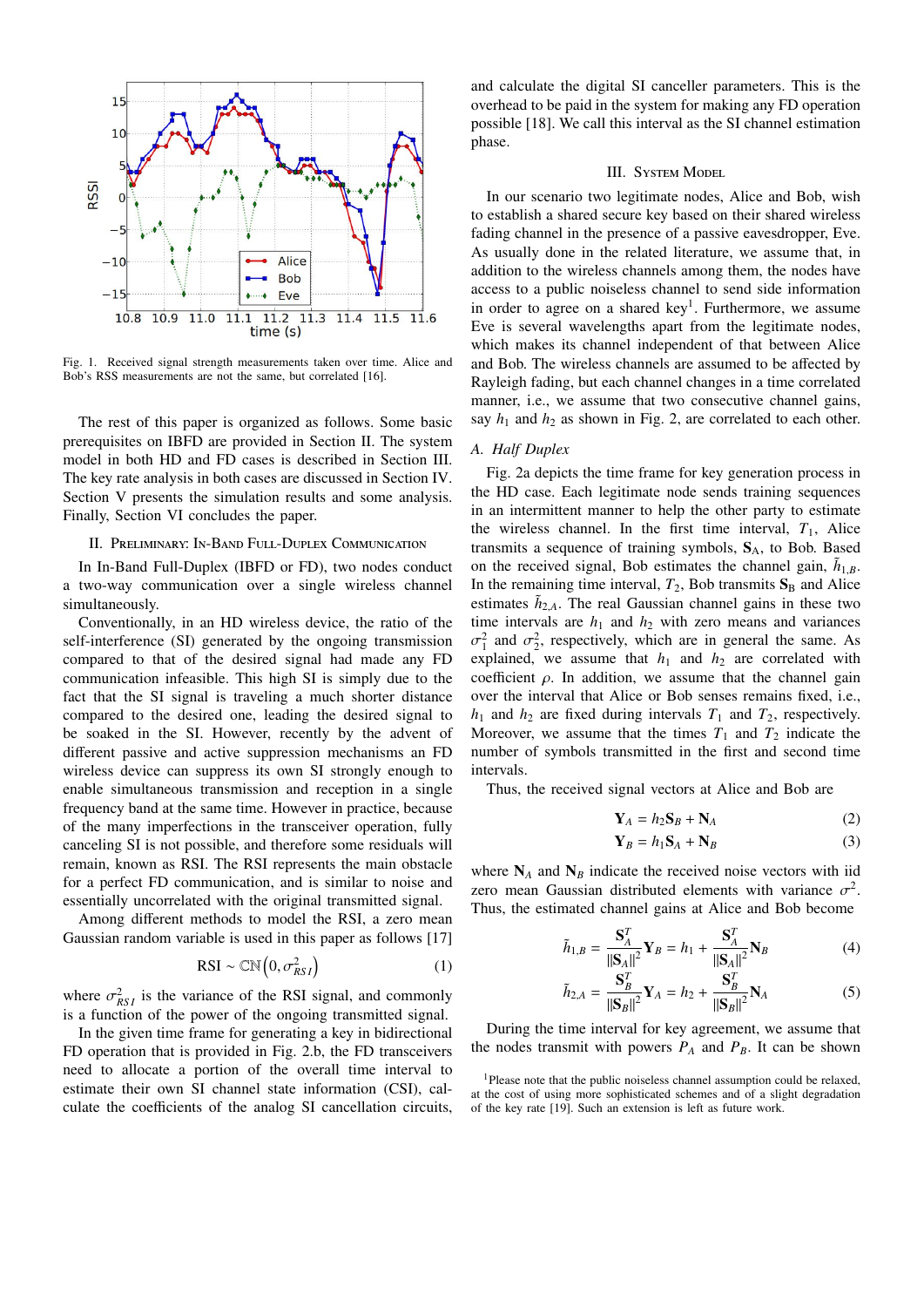Fig. 1. Received signal strength measurements taken over time. Alice and Bob's RSS measurements are not the same, but correlated [16].

The rest of this paper is organized as follows. Some basic prerequisites on IBFD are provided in Section II. The system model in both HD and FD cases is described in Section III. The key rate analysis in both cases are discussed in Section IV. Section V presents the simulation results and some analysis. Finally, Section VI concludes the paper.

## II. Preliminary: In-Band Full-Duplex Communication

In In-Band Full-Duplex (IBFD or FD), two nodes conduct a two-way communication over a single wireless channel simultaneously.

Conventionally, in an HD wireless device, the ratio of the self-interference (SI) generated by the ongoing transmission compared to that of the desired signal had made any FD communication infeasible. This high SI is simply due to the fact that the SI signal is traveling a much shorter distance compared to the desired one, leading the desired signal to be soaked in the SI. However, recently by the advent of different passive and active suppression mechanisms an FD wireless device can suppress its own SI strongly enough to enable simultaneous transmission and reception in a single frequency band at the same time. However in practice, because of the many imperfections in the transceiver operation, fully canceling SI is not possible, and therefore some residuals will remain, known as RSI. The RSI represents the main obstacle for a perfect FD communication, and is similar to noise and essentially uncorrelated with the original transmitted signal.

Among different methods to model the RSI, a zero mean Gaussian random variable is used in this paper as follows [17]

$$\text{RSI} \sim \mathbb{CN}\left(0, \sigma_{RSI}^2\right) \tag{1}$$

where $\sigma_{RSI}^2$ is the variance of the RSI signal, and commonly is a function of the power of the ongoing transmitted signal.

In the given time frame for generating a key in bidirectional FD operation that is provided in Fig. 2.b, the FD transceivers need to allocate a portion of the overall time interval to estimate their own SI channel state information (CSI), calculate the coefficients of the analog SI cancellation circuits, and calculate the digital SI canceller parameters. This is the overhead to be paid in the system for making any FD operation possible [18]. We call this interval as the SI channel estimation phase.

## III. System Model

In our scenario two legitimate nodes, Alice and Bob, wish to establish a shared secure key based on their shared wireless fading channel in the presence of a passive eavesdropper, Eve. As usually done in the related literature, we assume that, in addition to the wireless channels among them, the nodes have access to a public noiseless channel to send side information in order to agree on a shared key[1]. Furthermore, we assume Eve is several wavelengths apart from the legitimate nodes, which makes its channel independent of that between Alice and Bob. The wireless channels are assumed to be affected by Rayleigh fading, but each channel changes in a time correlated manner, i.e., we assume that two consecutive channel gains, say $h_1$ and $h_2$ as shown in Fig. 2, are correlated to each other.

### A. Half Duplex

Fig. 2a depicts the time frame for key generation process in the HD case. Each legitimate node sends training sequences in an intermittent manner to help the other party to estimate the wireless channel. In the first time interval, $T_1$, Alice transmits a sequence of training symbols, $\mathbf{S}_A$, to Bob. Based on the received signal, Bob estimates the channel gain, $\tilde{h}_{1,B}$. In the remaining time interval, $T_2$, Bob transmits $\mathbf{S}_B$ and Alice estimates $\tilde{h}_{2,A}$. The real Gaussian channel gains in these two time intervals are $h_1$ and $h_2$ with zero means and variances $\sigma_1^2$ and $\sigma_2^2$, respectively, which are in general the same. As explained, we assume that $h_1$ and $h_2$ are correlated with coefficient $\rho$. In addition, we assume that the channel gain over the interval that Alice or Bob senses remains fixed, i.e., $h_1$ and $h_2$ are fixed during intervals $T_1$ and $T_2$, respectively. Moreover, we assume that the times $T_1$ and $T_2$ indicate the number of symbols transmitted in the first and second time intervals.

Thus, the received signal vectors at Alice and Bob are

$$\mathbf{Y}_A = h_2 \mathbf{S}_B + \mathbf{N}_A \tag{2}$$

$$\mathbf{Y}_B = h_1 \mathbf{S}_A + \mathbf{N}_B \tag{3}$$

where $\mathbf{N}_A$ and $\mathbf{N}_B$ indicate the received noise vectors with iid zero mean Gaussian distributed elements with variance $\sigma^2$. Thus, the estimated channel gains at Alice and Bob become

$$\tilde{h}_{1,B} = \frac{\mathbf{S}_A^T}{\|\mathbf{S}_A\|^2}\mathbf{Y}_B = h_1 + \frac{\mathbf{S}_A^T}{\|\mathbf{S}_A\|^2}\mathbf{N}_B \tag{4}$$

$$\tilde{h}_{2,A} = \frac{\mathbf{S}_B^T}{\|\mathbf{S}_B\|^2}\mathbf{Y}_A = h_2 + \frac{\mathbf{S}_B^T}{\|\mathbf{S}_B\|^2}\mathbf{N}_A \tag{5}$$

During the time interval for key agreement, we assume that the nodes transmit with powers $P_A$ and $P_B$. It can be shown

[1] Please note that the public noiseless channel assumption could be relaxed, at the cost of using more sophisticated schemes and of a slight degradation of the key rate [19]. Such an extension is left as future work.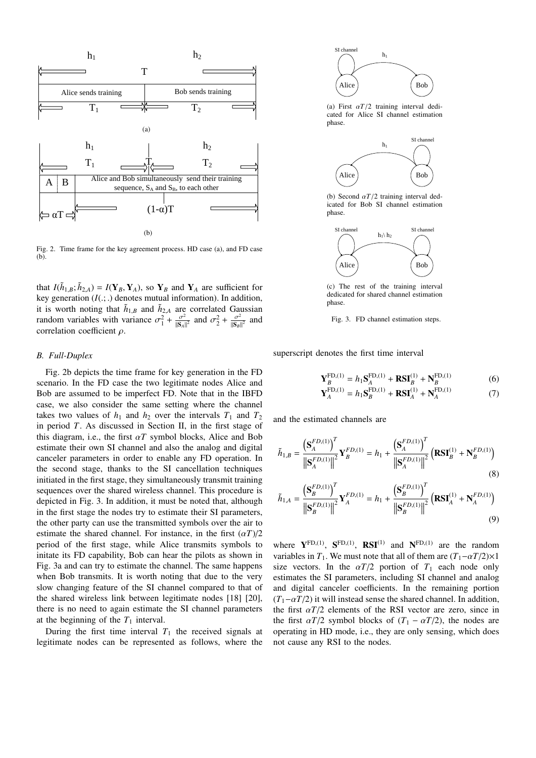Fig. 2. Time frame for the key agreement process. HD case (a), and FD case (b).

that $I(\tilde{h}_{1,B};\tilde{h}_{2,A}) = I(\mathbf{Y}_B, \mathbf{Y}_A)$, so $\mathbf{Y}_B$ and $\mathbf{Y}_A$ are sufficient for key generation ($I(.;.)$ denotes mutual information). In addition, it is worth noting that $\tilde{h}_{1,B}$ and $\tilde{h}_{2,A}$ are correlated Gaussian random variables with variance $\sigma_1^2 + \frac{\sigma^2}{\|\mathbf{S}_A\|^2}$ and $\sigma_2^2 + \frac{\sigma^2}{\|\mathbf{S}_B\|^2}$ and correlation coefficient $\rho$.

### B. Full-Duplex

Fig. 2b depicts the time frame for key generation in the FD scenario. In the FD case the two legitimate nodes Alice and Bob are assumed to be imperfect FD. Note that in the IBFD case, we also consider the same setting where the channel takes two values of $h_1$ and $h_2$ over the intervals $T_1$ and $T_2$ in period $T$. As discussed in Section II, in the first stage of this diagram, i.e., the first $\alpha T$ symbol blocks, Alice and Bob estimate their own SI channel and also the analog and digital canceler parameters in order to enable any FD operation. In the second stage, thanks to the SI cancellation techniques initiated in the first stage, they simultaneously transmit training sequences over the shared wireless channel. This procedure is depicted in Fig. 3. In addition, it must be noted that, although in the first stage the nodes try to estimate their SI parameters, the other party can use the transmitted symbols over the air to estimate the shared channel. For instance, in the first $(\alpha T)/2$ period of the first stage, while Alice transmits symbols to initate its FD capability, Bob can hear the pilots as shown in Fig. 3a and can try to estimate the channel. The same happens when Bob transmits. It is worth noting that due to the very slow changing feature of the SI channel compared to that of the shared wireless link between legitimate nodes [18] [20], there is no need to again estimate the SI channel parameters at the beginning of the $T_1$ interval.

During the first time interval $T_1$ the received signals at legitimate nodes can be represented as follows, where the superscript denotes the first time interval

(a) First $\alpha T/2$ training interval dedicated for Alice SI channel estimation phase.

(b) Second $\alpha T/2$ training interval dedicated for Bob SI channel estimation phase.

(c) The rest of the training interval dedicated for shared channel estimation phase.

Fig. 3. FD channel estimation steps.

$$\mathbf{Y}_B^{\mathrm{FD},(1)} = h_1\mathbf{S}_A^{\mathrm{FD},(1)} + \mathbf{RSI}_B^{(1)} + \mathbf{N}_B^{\mathrm{FD},(1)} \tag{6}$$

$$\mathbf{Y}_A^{\mathrm{FD},(1)} = h_1\mathbf{S}_B^{\mathrm{FD},(1)} + \mathbf{RSI}_A^{(1)} + \mathbf{N}_A^{\mathrm{FD},(1)} \tag{7}$$

and the estimated channels are

$$\tilde{h}_{1,B} = \frac{\left(\mathbf{S}_A^{FD,(1)}\right)^T}{\left\|\mathbf{S}_A^{FD,(1)}\right\|^2}\mathbf{Y}_B^{FD,(1)} = h_1 + \frac{\left(\mathbf{S}_A^{FD,(1)}\right)^T}{\left\|\mathbf{S}_A^{FD,(1)}\right\|^2}\left(\mathbf{RSI}_B^{(1)} + \mathbf{N}_B^{FD,(1)}\right) \tag{8}$$

$$\tilde{h}_{1,A} = \frac{\left(\mathbf{S}_B^{FD,(1)}\right)^T}{\left\|\mathbf{S}_B^{FD,(1)}\right\|^2}\mathbf{Y}_A^{FD,(1)} = h_1 + \frac{\left(\mathbf{S}_B^{FD,(1)}\right)^T}{\left\|\mathbf{S}_B^{FD,(1)}\right\|^2}\left(\mathbf{RSI}_A^{(1)} + \mathbf{N}_A^{FD,(1)}\right) \tag{9}$$

where $\mathbf{Y}^{\mathrm{FD},(1)}$, $\mathbf{S}^{\mathrm{FD},(1)}$, $\mathbf{RSI}^{(1)}$ and $\mathbf{N}^{\mathrm{FD},(1)}$ are the random variables in $T_1$. We must note that all of them are $(T_1-\alpha T/2)\times 1$ size vectors. In the $\alpha T/2$ portion of $T_1$ each node only estimates the SI parameters, including SI channel and analog and digital canceler coefficients. In the remaining portion $(T_1-\alpha T/2)$ it will instead sense the shared channel. In addition, the first $\alpha T/2$ elements of the RSI vector are zero, since in the first $\alpha T/2$ symbol blocks of $(T_1 - \alpha T/2)$, the nodes are operating in HD mode, i.e., they are only sensing, which does not cause any RSI to the nodes.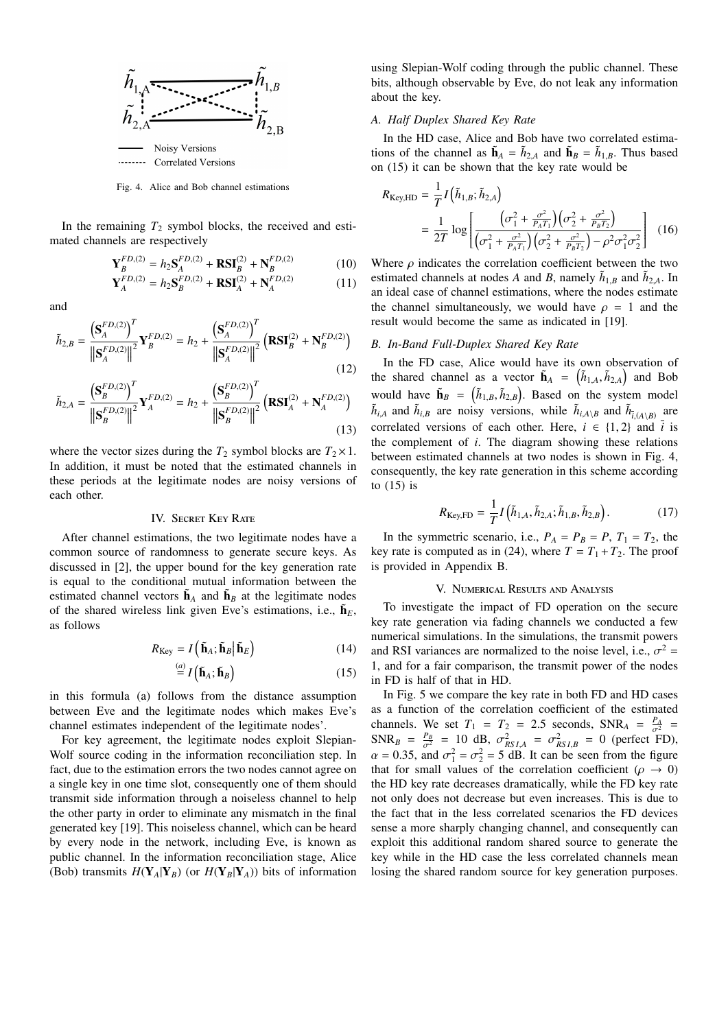Fig. 4. Alice and Bob channel estimations

In the remaining $T_2$ symbol blocks, the received and estimated channels are respectively

$$\mathbf{Y}_B^{FD,(2)} = h_2 \mathbf{S}_A^{FD,(2)} + \mathbf{RSI}_B^{(2)} + \mathbf{N}_B^{FD,(2)} \tag{10}$$

$$\mathbf{Y}_A^{FD,(2)} = h_2 \mathbf{S}_B^{FD,(2)} + \mathbf{RSI}_A^{(2)} + \mathbf{N}_A^{FD,(2)} \tag{11}$$

and

$$\tilde{h}_{2,B} = \frac{\left(\mathbf{S}_A^{FD,(2)}\right)^T}{\left\|\mathbf{S}_A^{FD,(2)}\right\|^2} \mathbf{Y}_B^{FD,(2)} = h_2 + \frac{\left(\mathbf{S}_A^{FD,(2)}\right)^T}{\left\|\mathbf{S}_A^{FD,(2)}\right\|^2}\left(\mathbf{RSI}_B^{(2)} + \mathbf{N}_B^{FD,(2)}\right) \tag{12}$$

$$\tilde{h}_{2,A} = \frac{\left(\mathbf{S}_B^{FD,(2)}\right)^T}{\left\|\mathbf{S}_B^{FD,(2)}\right\|^2} \mathbf{Y}_A^{FD,(2)} = h_2 + \frac{\left(\mathbf{S}_B^{FD,(2)}\right)^T}{\left\|\mathbf{S}_B^{FD,(2)}\right\|^2}\left(\mathbf{RSI}_A^{(2)} + \mathbf{N}_A^{FD,(2)}\right) \tag{13}$$

where the vector sizes during the $T_2$ symbol blocks are $T_2 \times 1$. In addition, it must be noted that the estimated channels in these periods at the legitimate nodes are noisy versions of each other.

## IV. Secret Key Rate

After channel estimations, the two legitimate nodes have a common source of randomness to generate secure keys. As discussed in [2], the upper bound for the key generation rate is equal to the conditional mutual information between the estimated channel vectors $\tilde{\mathbf{h}}_A$ and $\tilde{\mathbf{h}}_B$ at the legitimate nodes of the shared wireless link given Eve's estimations, i.e., $\tilde{\mathbf{h}}_E$, as follows

$$R_{\text{Key}} = I\left(\tilde{\mathbf{h}}_A; \tilde{\mathbf{h}}_B \middle| \tilde{\mathbf{h}}_E\right) \tag{14}$$

$$\overset{(a)}{=} I\left(\tilde{\mathbf{h}}_A; \tilde{\mathbf{h}}_B\right) \tag{15}$$

in this formula (a) follows from the distance assumption between Eve and the legitimate nodes which makes Eve's channel estimates independent of the legitimate nodes'.

For key agreement, the legitimate nodes exploit Slepian-Wolf source coding in the information reconciliation step. In fact, due to the estimation errors the two nodes cannot agree on a single key in one time slot, consequently one of them should transmit side information through a noiseless channel to help the other party in order to eliminate any mismatch in the final generated key [19]. This noiseless channel, which can be heard by every node in the network, including Eve, is known as public channel. In the information reconciliation stage, Alice (Bob) transmits $H(\mathbf{Y}_A|\mathbf{Y}_B)$ (or $H(\mathbf{Y}_B|\mathbf{Y}_A)$) bits of information using Slepian-Wolf coding through the public channel. These bits, although observable by Eve, do not leak any information about the key.

### A. Half Duplex Shared Key Rate

In the HD case, Alice and Bob have two correlated estimations of the channel as $\tilde{\mathbf{h}}_A = \tilde{h}_{2,A}$ and $\tilde{\mathbf{h}}_B = \tilde{h}_{1,B}$. Thus based on (15) it can be shown that the key rate would be

$$R_{\text{Key,HD}} = \frac{1}{T} I\left(\tilde{h}_{1,B}; \tilde{h}_{2,A}\right)$$

$$= \frac{1}{2T} \log\left[\frac{\left(\sigma_1^2 + \frac{\sigma^2}{P_A T_1}\right)\left(\sigma_2^2 + \frac{\sigma^2}{P_B T_2}\right)}{\left(\sigma_1^2 + \frac{\sigma^2}{P_A T_1}\right)\left(\sigma_2^2 + \frac{\sigma^2}{P_B T_2}\right) - \rho^2 \sigma_1^2 \sigma_2^2}\right] \tag{16}$$

Where $\rho$ indicates the correlation coefficient between the two estimated channels at nodes $A$ and $B$, namely $\tilde{h}_{1,B}$ and $\tilde{h}_{2,A}$. In an ideal case of channel estimations, where the nodes estimate the channel simultaneously, we would have $\rho = 1$ and the result would become the same as indicated in [19].

### B. In-Band Full-Duplex Shared Key Rate

In the FD case, Alice would have its own observation of the shared channel as a vector $\tilde{\mathbf{h}}_A = \left(\tilde{h}_{1,A}, \tilde{h}_{2,A}\right)$ and Bob would have $\tilde{\mathbf{h}}_B = \left(\tilde{h}_{1,B}, \tilde{h}_{2,B}\right)$. Based on the system model $\tilde{h}_{i,A}$ and $\tilde{h}_{i,B}$ are noisy versions, while $\tilde{h}_{i,A\backslash B}$ and $\tilde{h}_{\bar{i},(A\backslash B)}$ are correlated versions of each other. Here, $i \in \{1,2\}$ and $\bar{i}$ is the complement of $i$. The diagram showing these relations between estimated channels at two nodes is shown in Fig. 4, consequently, the key rate generation in this scheme according to (15) is

$$R_{\text{Key,FD}} = \frac{1}{T} I\left(\tilde{h}_{1,A}, \tilde{h}_{2,A}; \tilde{h}_{1,B}, \tilde{h}_{2,B}\right). \tag{17}$$

In the symmetric scenario, i.e., $P_A = P_B = P$, $T_1 = T_2$, the key rate is computed as in (24), where $T = T_1 + T_2$. The proof is provided in Appendix B.

## V. Numerical Results and Analysis

To investigate the impact of FD operation on the secure key rate generation via fading channels we conducted a few numerical simulations. In the simulations, the transmit powers and RSI variances are normalized to the noise level, i.e., $\sigma^2 = 1$, and for a fair comparison, the transmit power of the nodes in FD is half of that in HD.

In Fig. 5 we compare the key rate in both FD and HD cases as a function of the correlation coefficient of the estimated channels. We set $T_1 = T_2 = 2.5$ seconds, $\text{SNR}_A = \frac{P_A}{\sigma^2} = \text{SNR}_B = \frac{P_B}{\sigma^2} = 10$ dB, $\sigma^2_{RSI,A} = \sigma^2_{RSI,B} = 0$ (perfect FD), $\alpha = 0.35$, and $\sigma_1^2 = \sigma_2^2 = 5$ dB. It can be seen from the figure that for small values of the correlation coefficient ($\rho \to 0$) the HD key rate decreases dramatically, while the FD key rate not only does not decrease but even increases. This is due to the fact that in the less correlated scenarios the FD devices sense a more sharply changing channel, and consequently can exploit this additional random shared source to generate the key while in the HD case the less correlated channels mean losing the shared random source for key generation purposes.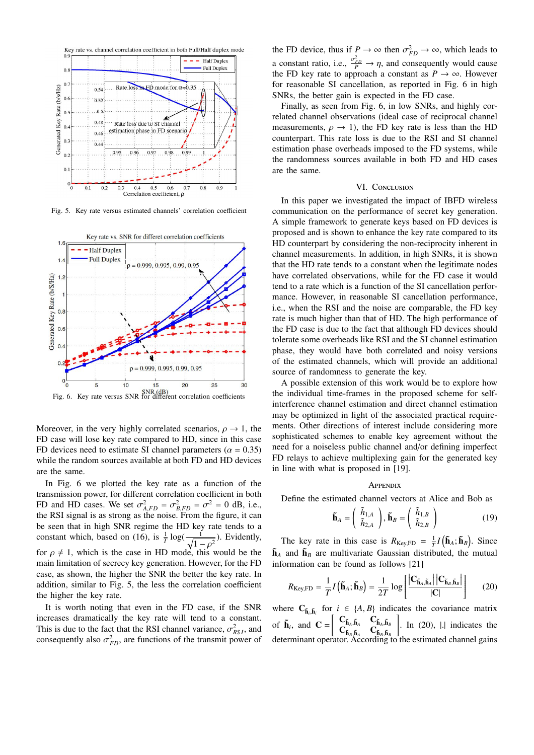Fig. 5. Key rate versus estimated channels' correlation coefficient

Fig. 6. Key rate versus SNR for different correlation coefficients

Moreover, in the very highly correlated scenarios, $\rho \rightarrow 1$, the FD case will lose key rate compared to HD, since in this case FD devices need to estimate SI channel parameters ($\alpha = 0.35$) while the random sources available at both FD and HD devices are the same.

In Fig. 6 we plotted the key rate as a function of the transmission power, for different correlation coefficient in both FD and HD cases. We set $\sigma^2_{A,FD} = \sigma^2_{B,FD} = \sigma^2 = 0$ dB, i.e., the RSI signal is as strong as the noise. From the figure, it can be seen that in high SNR regime the HD key rate tends to be constant which, based on (16), is $\frac{1}{T}\log(\frac{1}{\sqrt{1-\rho^2}})$. Evidently, for $\rho \neq 1$, which is the case in HD mode, this would be the main limitation of secrecy key generation. However, for the FD case, as shown, the higher the SNR the better the key rate. In addition, similar to Fig. 5, the less the correlation coefficient the higher the key rate.

It is worth noting that even in the FD case, if the SNR increases dramatically the key rate will tend to a constant. This is due to the fact that the RSI channel variance, $\sigma^2_{RSI}$, and consequently also $\sigma^2_{FD}$, are functions of the transmit power of the FD device, thus if $P \rightarrow \infty$ then $\sigma^2_{FD} \rightarrow \infty$, which leads to a constant ratio, i.e., $\frac{\sigma^2_{FD}}{P} \rightarrow \eta$, and consequently would cause the FD key rate to approach a constant as $P \rightarrow \infty$. However for reasonable SI cancellation, as reported in Fig. 6 in high SNRs, the better gain is expected in the FD case.

Finally, as seen from Fig. 6, in low SNRs, and highly correlated channel observations (ideal case of reciprocal channel measurements, $\rho \rightarrow 1$), the FD key rate is less than the HD counterpart. This rate loss is due to the RSI and SI channel estimation phase overheads imposed to the FD systems, while the randomness sources available in both FD and HD cases are the same.

## VI. Conclusion

In this paper we investigated the impact of IBFD wireless communication on the performance of secret key generation. A simple framework to generate keys based on FD devices is proposed and is shown to enhance the key rate compared to its HD counterpart by considering the non-reciprocity inherent in channel measurements. In addition, in high SNRs, it is shown that the HD rate tends to a constant when the legitimate nodes have correlated observations, while for the FD case it would tend to a rate which is a function of the SI cancellation performance. However, in reasonable SI cancellation performance, i.e., when the RSI and the noise are comparable, the FD key rate is much higher than that of HD. The high performance of the FD case is due to the fact that although FD devices should tolerate some overheads like RSI and the SI channel estimation phase, they would have both correlated and noisy versions of the estimated channels, which will provide an additional source of randomness to generate the key.

A possible extension of this work would be to explore how the individual time-frames in the proposed scheme for self-interference channel estimation and direct channel estimation may be optimized in light of the associated practical requirements. Other directions of interest include considering more sophisticated schemes to enable key agreement without the need for a noiseless public channel and/or defining imperfect FD relays to achieve multiplexing gain for the generated key in line with what is proposed in [19].

## Appendix

Define the estimated channel vectors at Alice and Bob as

$$\tilde{\mathbf{h}}_A = \begin{pmatrix} \tilde{h}_{1,A} \\ \tilde{h}_{2,A} \end{pmatrix}, \tilde{\mathbf{h}}_B = \begin{pmatrix} \tilde{h}_{1,B} \\ \tilde{h}_{2,B} \end{pmatrix} \tag{19}$$

The key rate in this case is $R_{\text{Key,FD}} = \frac{1}{T} I\left(\tilde{\mathbf{h}}_A; \tilde{\mathbf{h}}_B\right)$. Since $\tilde{\mathbf{h}}_A$ and $\tilde{\mathbf{h}}_B$ are multivariate Gaussian distributed, the mutual information can be found as follows [21]

$$R_{\text{Key,FD}} = \frac{1}{T} I\left(\tilde{\mathbf{h}}_A; \tilde{\mathbf{h}}_B\right) = \frac{1}{2T} \log\left[\frac{\left|\mathbf{C}_{\tilde{\mathbf{h}}_A\tilde{\mathbf{h}}_A}\right|\left|\mathbf{C}_{\tilde{\mathbf{h}}_B\tilde{\mathbf{h}}_B}\right|}{|\mathbf{C}|}\right] \tag{20}$$

where $\mathbf{C}_{\tilde{\mathbf{h}}_i\tilde{\mathbf{h}}_i}$ for $i \in \{A, B\}$ indicates the covariance matrix of $\tilde{\mathbf{h}}_i$, and $\mathbf{C} = \begin{bmatrix} \mathbf{C}_{\tilde{\mathbf{h}}_A\tilde{\mathbf{h}}_A} & \mathbf{C}_{\tilde{\mathbf{h}}_A\tilde{\mathbf{h}}_B} \\ \mathbf{C}_{\tilde{\mathbf{h}}_B\tilde{\mathbf{h}}_A} & \mathbf{C}_{\tilde{\mathbf{h}}_B\tilde{\mathbf{h}}_B} \end{bmatrix}$. In (20), $|.|$ indicates the determinant operator. According to the estimated channel gains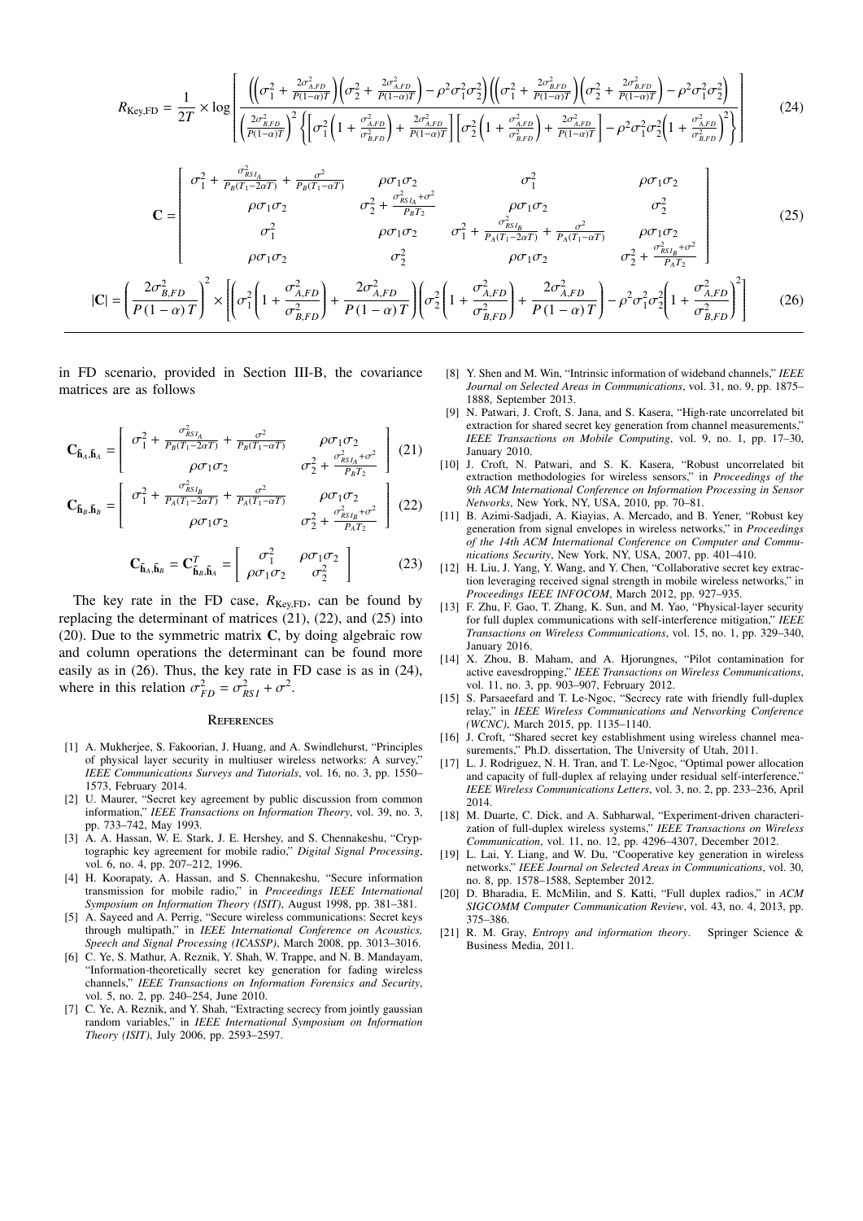$$R_{\text{Key,FD}} = \frac{1}{2T} \times \log \left[ \frac{\left(\left(\sigma_1^2 + \frac{2\sigma_{A,FD}^2}{P(1-\alpha)T}\right)\left(\sigma_2^2 + \frac{2\sigma_{A,FD}^2}{P(1-\alpha)T}\right) - \rho^2\sigma_1^2\sigma_2^2\right)\left(\left(\sigma_1^2 + \frac{2\sigma_{B,FD}^2}{P(1-\alpha)T}\right)\left(\sigma_2^2 + \frac{2\sigma_{B,FD}^2}{P(1-\alpha)T}\right) - \rho^2\sigma_1^2\sigma_2^2\right)}{\left(\frac{2\sigma_{B,FD}^2}{P(1-\alpha)T}\right)^2 \left\{\left[\sigma_1^2\left(1 + \frac{\sigma_{A,FD}^2}{\sigma_{B,FD}^2}\right) + \frac{2\sigma_{A,FD}^2}{P(1-\alpha)T}\right]\left[\sigma_2^2\left(1 + \frac{\sigma_{A,FD}^2}{\sigma_{B,FD}^2}\right) + \frac{2\sigma_{A,FD}^2}{P(1-\alpha)T}\right] - \rho^2\sigma_1^2\sigma_2^2\left(1 + \frac{\sigma_{A,FD}^2}{\sigma_{B,FD}^2}\right)^2\right\}} \right] \tag{24}$$

$$\mathbf{C} = \begin{bmatrix} \sigma_1^2 + \frac{\sigma_{RSI_A}^2}{P_B(T_1-2\alpha T)} + \frac{\sigma^2}{P_B(T_1-\alpha T)} & \rho\sigma_1\sigma_2 & \sigma_1^2 & \rho\sigma_1\sigma_2 \\ \rho\sigma_1\sigma_2 & \sigma_2^2 + \frac{\sigma_{RSI_A}^2+\sigma^2}{P_B T_2} & \rho\sigma_1\sigma_2 & \sigma_2^2 \\ \sigma_1^2 & \rho\sigma_1\sigma_2 & \sigma_1^2 + \frac{\sigma_{RSI_B}^2}{P_A(T_1-2\alpha T)} + \frac{\sigma^2}{P_A(T_1-\alpha T)} & \rho\sigma_1\sigma_2 \\ \rho\sigma_1\sigma_2 & \sigma_2^2 & \rho\sigma_1\sigma_2 & \sigma_2^2 + \frac{\sigma_{RSI_B}^2+\sigma^2}{P_A T_2} \end{bmatrix} \tag{25}$$

$$|\mathbf{C}| = \left(\frac{2\sigma_{B,FD}^2}{P(1-\alpha)T}\right)^2 \times \left[\left(\sigma_1^2\left(1 + \frac{\sigma_{A,FD}^2}{\sigma_{B,FD}^2}\right) + \frac{2\sigma_{A,FD}^2}{P(1-\alpha)T}\right)\left(\sigma_2^2\left(1 + \frac{\sigma_{A,FD}^2}{\sigma_{B,FD}^2}\right) + \frac{2\sigma_{A,FD}^2}{P(1-\alpha)T}\right) - \rho^2\sigma_1^2\sigma_2^2\left(1 + \frac{\sigma_{A,FD}^2}{\sigma_{B,FD}^2}\right)^2\right] \tag{26}$$

in FD scenario, provided in Section III-B, the covariance matrices are as follows

$$\mathbf{C}_{\tilde{\mathbf{h}}_A,\tilde{\mathbf{h}}_A} = \begin{bmatrix} \sigma_1^2 + \frac{\sigma_{RSI_A}^2}{P_B(T_1-2\alpha T)} + \frac{\sigma^2}{P_B(T_1-\alpha T)} & \rho\sigma_1\sigma_2 \\ \rho\sigma_1\sigma_2 & \sigma_2^2 + \frac{\sigma_{RSI_A}^2+\sigma^2}{P_B T_2} \end{bmatrix} \tag{21}$$

$$\mathbf{C}_{\tilde{\mathbf{h}}_B,\tilde{\mathbf{h}}_B} = \begin{bmatrix} \sigma_1^2 + \frac{\sigma_{RSI_B}^2}{P_A(T_1-2\alpha T)} + \frac{\sigma^2}{P_A(T_1-\alpha T)} & \rho\sigma_1\sigma_2 \\ \rho\sigma_1\sigma_2 & \sigma_2^2 + \frac{\sigma_{RSI_B}^2+\sigma^2}{P_A T_2} \end{bmatrix} \tag{22}$$

$$\mathbf{C}_{\tilde{\mathbf{h}}_A,\tilde{\mathbf{h}}_B} = \mathbf{C}_{\tilde{\mathbf{h}}_B,\tilde{\mathbf{h}}_A}^T = \begin{bmatrix} \sigma_1^2 & \rho\sigma_1\sigma_2 \\ \rho\sigma_1\sigma_2 & \sigma_2^2 \end{bmatrix} \tag{23}$$

The key rate in the FD case, $R_{\text{Key,FD}}$, can be found by replacing the determinant of matrices (21), (22), and (25) into (20). Due to the symmetric matrix $\mathbf{C}$, by doing algebraic row and column operations the determinant can be found more easily as in (26). Thus, the key rate in FD case is as in (24), where in this relation $\sigma_{FD}^2 = \sigma_{RSI}^2 + \sigma^2$.

## References

[1] A. Mukherjee, S. Fakoorian, J. Huang, and A. Swindlehurst, "Principles of physical layer security in multiuser wireless networks: A survey," *IEEE Communications Surveys and Tutorials*, vol. 16, no. 3, pp. 1550–1573, February 2014.

[2] U. Maurer, "Secret key agreement by public discussion from common information," *IEEE Transactions on Information Theory*, vol. 39, no. 3, pp. 733–742, May 1993.

[3] A. A. Hassan, W. E. Stark, J. E. Hershey, and S. Chennakeshu, "Cryptographic key agreement for mobile radio," *Digital Signal Processing*, vol. 6, no. 4, pp. 207–212, 1996.

[4] H. Koorapaty, A. Hassan, and S. Chennakeshu, "Secure information transmission for mobile radio," in *Proceedings IEEE International Symposium on Information Theory (ISIT)*, August 1998, pp. 381–381.

[5] A. Sayeed and A. Perrig, "Secure wireless communications: Secret keys through multipath," in *IEEE International Conference on Acoustics, Speech and Signal Processing (ICASSP)*, March 2008, pp. 3013–3016.

[6] C. Ye, S. Mathur, A. Reznik, Y. Shah, W. Trappe, and N. B. Mandayam, "Information-theoretically secret key generation for fading wireless channels," *IEEE Transactions on Information Forensics and Security*, vol. 5, no. 2, pp. 240–254, June 2010.

[7] C. Ye, A. Reznik, and Y. Shah, "Extracting secrecy from jointly gaussian random variables," in *IEEE International Symposium on Information Theory (ISIT)*, July 2006, pp. 2593–2597.

[8] Y. Shen and M. Win, "Intrinsic information of wideband channels," *IEEE Journal on Selected Areas in Communications*, vol. 31, no. 9, pp. 1875–1888, September 2013.

[9] N. Patwari, J. Croft, S. Jana, and S. Kasera, "High-rate uncorrelated bit extraction for shared secret key generation from channel measurements," *IEEE Transactions on Mobile Computing*, vol. 9, no. 1, pp. 17–30, January 2010.

[10] J. Croft, N. Patwari, and S. K. Kasera, "Robust uncorrelated bit extraction methodologies for wireless sensors," in *Proceedings of the 9th ACM International Conference on Information Processing in Sensor Networks*, New York, NY, USA, 2010, pp. 70–81.

[11] B. Azimi-Sadjadi, A. Kiayias, A. Mercado, and B. Yener, "Robust key generation from signal envelopes in wireless networks," in *Proceedings of the 14th ACM International Conference on Computer and Communications Security*, New York, NY, USA, 2007, pp. 401–410.

[12] H. Liu, J. Yang, Y. Wang, and Y. Chen, "Collaborative secret key extraction leveraging received signal strength in mobile wireless networks," in *Proceedings IEEE INFOCOM*, March 2012, pp. 927–935.

[13] F. Zhu, F. Gao, T. Zhang, K. Sun, and M. Yao, "Physical-layer security for full duplex communications with self-interference mitigation," *IEEE Transactions on Wireless Communications*, vol. 15, no. 1, pp. 329–340, January 2016.

[14] X. Zhou, B. Maham, and A. Hjorungnes, "Pilot contamination for active eavesdropping," *IEEE Transactions on Wireless Communications*, vol. 11, no. 3, pp. 903–907, February 2012.

[15] S. Parsaeefard and T. Le-Ngoc, "Secrecy rate with friendly full-duplex relay," in *IEEE Wireless Communications and Networking Conference (WCNC)*, March 2015, pp. 1135–1140.

[16] J. Croft, "Shared secret key establishment using wireless channel measurements," Ph.D. dissertation, The University of Utah, 2011.

[17] L. J. Rodriguez, N. H. Tran, and T. Le-Ngoc, "Optimal power allocation and capacity of full-duplex af relaying under residual self-interference," *IEEE Wireless Communications Letters*, vol. 3, no. 2, pp. 233–236, April 2014.

[18] M. Duarte, C. Dick, and A. Sabharwal, "Experiment-driven characterization of full-duplex wireless systems," *IEEE Transactions on Wireless Communication*, vol. 11, no. 12, pp. 4296–4307, December 2012.

[19] L. Lai, Y. Liang, and W. Du, "Cooperative key generation in wireless networks," *IEEE Journal on Selected Areas in Communications*, vol. 30, no. 8, pp. 1578–1588, September 2012.

[20] D. Bharadia, E. McMilin, and S. Katti, "Full duplex radios," in *ACM SIGCOMM Computer Communication Review*, vol. 43, no. 4, 2013, pp. 375–386.

[21] R. M. Gray, *Entropy and information theory*. Springer Science & Business Media, 2011.